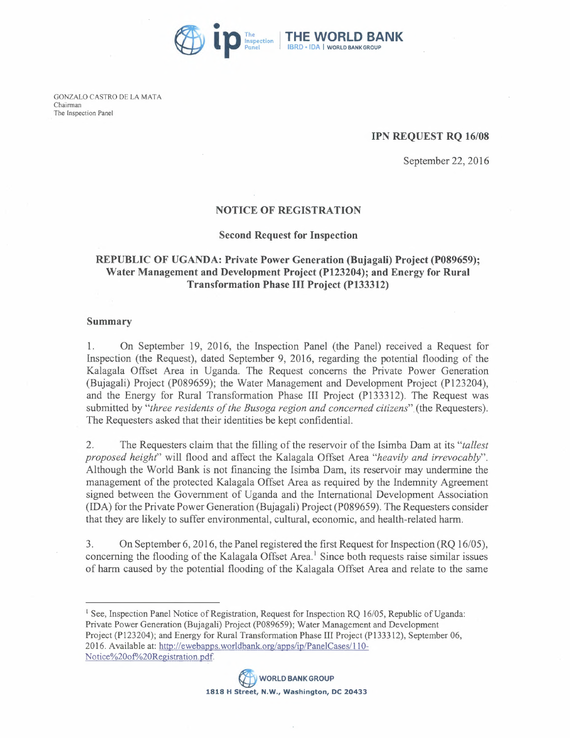GONZALO CASTRO DE LA MATA
Chairman
The Inspection Panel

**IPN REQUEST RQ 16/08**

September 22, 2016

**NOTICE OF REGISTRATION**

**Second Request for Inspection**

**REPUBLIC OF UGANDA: Private Power Generation (Bujagali) Project (P089659); Water Management and Development Project (P123204); and Energy for Rural Transformation Phase III Project (P133312)**

## Summary

1. On September 19, 2016, the Inspection Panel (the Panel) received a Request for Inspection (the Request), dated September 9, 2016, regarding the potential flooding of the Kalagala Offset Area in Uganda. The Request concerns the Private Power Generation (Bujagali) Project (P089659); the Water Management and Development Project (P123204), and the Energy for Rural Transformation Phase III Project (P133312). The Request was submitted by "*three residents of the Busoga region and concerned citizens*" (the Requesters). The Requesters asked that their identities be kept confidential.

2. The Requesters claim that the filling of the reservoir of the Isimba Dam at its "*tallest proposed height*" will flood and affect the Kalagala Offset Area "*heavily and irrevocably*". Although the World Bank is not financing the Isimba Dam, its reservoir may undermine the management of the protected Kalagala Offset Area as required by the Indemnity Agreement signed between the Government of Uganda and the International Development Association (IDA) for the Private Power Generation (Bujagali) Project (P089659). The Requesters consider that they are likely to suffer environmental, cultural, economic, and health-related harm.

3. On September 6, 2016, the Panel registered the first Request for Inspection (RQ 16/05), concerning the flooding of the Kalagala Offset Area.[1] Since both requests raise similar issues of harm caused by the potential flooding of the Kalagala Offset Area and relate to the same

[1] See, Inspection Panel Notice of Registration, Request for Inspection RQ 16/05, Republic of Uganda: Private Power Generation (Bujagali) Project (P089659); Water Management and Development Project (P123204); and Energy for Rural Transformation Phase III Project (P133312), September 06, 2016. Available at: http://ewebapps.worldbank.org/apps/ip/PanelCases/110-Notice%20of%20Registration.pdf.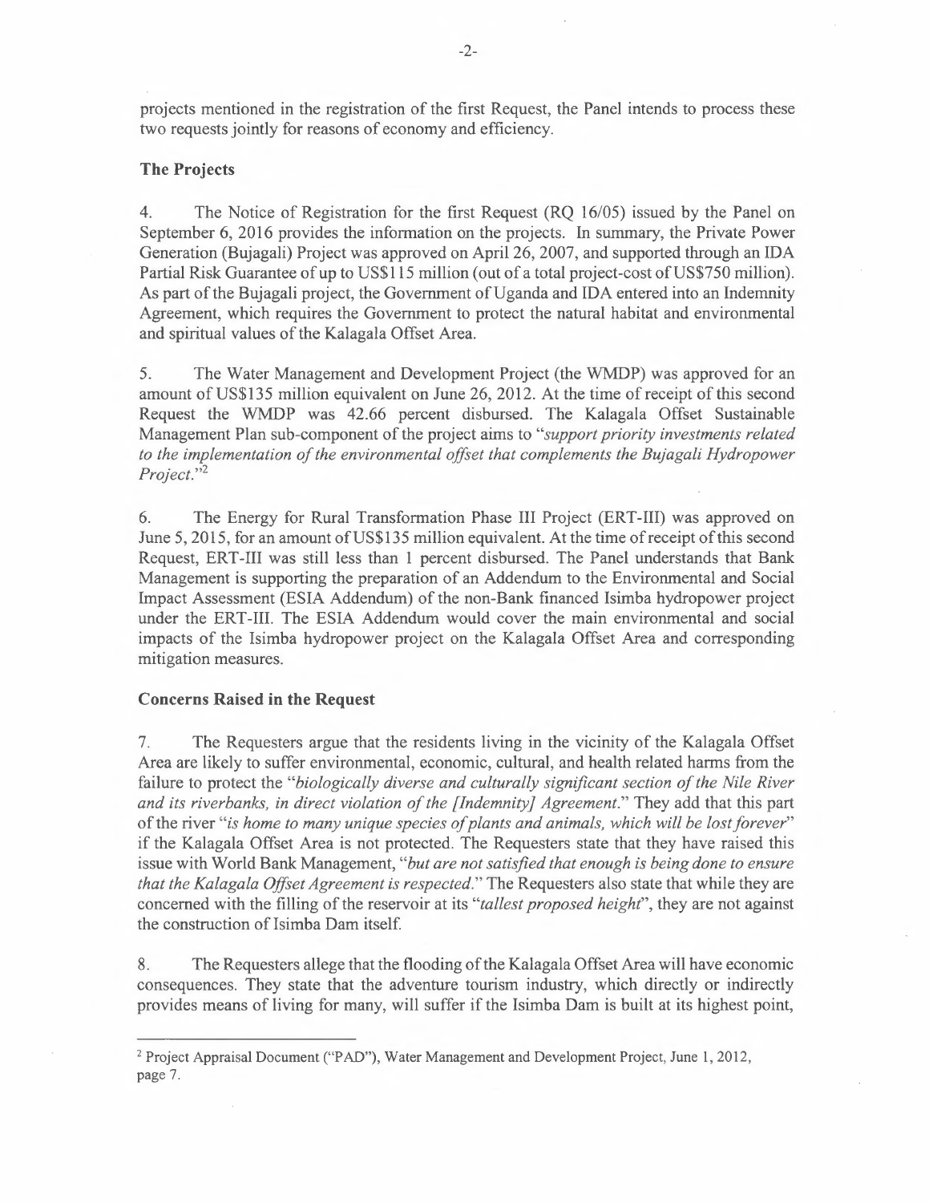projects mentioned in the registration of the first Request, the Panel intends to process these two requests jointly for reasons of economy and efficiency.

**The Projects**

4. The Notice of Registration for the first Request (RQ 16/05) issued by the Panel on September 6, 2016 provides the information on the projects. In summary, the Private Power Generation (Bujagali) Project was approved on April 26, 2007, and supported through an IDA Partial Risk Guarantee of up to US$115 million (out of a total project-cost of US$750 million). As part of the Bujagali project, the Government of Uganda and IDA entered into an Indemnity Agreement, which requires the Government to protect the natural habitat and environmental and spiritual values of the Kalagala Offset Area.

5. The Water Management and Development Project (the WMDP) was approved for an amount of US$135 million equivalent on June 26, 2012. At the time of receipt of this second Request the WMDP was 42.66 percent disbursed. The Kalagala Offset Sustainable Management Plan sub-component of the project aims to "*support priority investments related to the implementation of the environmental offset that complements the Bujagali Hydropower Project.*"[2]

6. The Energy for Rural Transformation Phase III Project (ERT-III) was approved on June 5, 2015, for an amount of US$135 million equivalent. At the time of receipt of this second Request, ERT-III was still less than 1 percent disbursed. The Panel understands that Bank Management is supporting the preparation of an Addendum to the Environmental and Social Impact Assessment (ESIA Addendum) of the non-Bank financed Isimba hydropower project under the ERT-III. The ESIA Addendum would cover the main environmental and social impacts of the Isimba hydropower project on the Kalagala Offset Area and corresponding mitigation measures.

**Concerns Raised in the Request**

7. The Requesters argue that the residents living in the vicinity of the Kalagala Offset Area are likely to suffer environmental, economic, cultural, and health related harms from the failure to protect the "*biologically diverse and culturally significant section of the Nile River and its riverbanks, in direct violation of the [Indemnity] Agreement.*" They add that this part of the river "*is home to many unique species of plants and animals, which will be lost forever*" if the Kalagala Offset Area is not protected. The Requesters state that they have raised this issue with World Bank Management, "*but are not satisfied that enough is being done to ensure that the Kalagala Offset Agreement is respected.*" The Requesters also state that while they are concerned with the filling of the reservoir at its "*tallest proposed height*", they are not against the construction of Isimba Dam itself.

8. The Requesters allege that the flooding of the Kalagala Offset Area will have economic consequences. They state that the adventure tourism industry, which directly or indirectly provides means of living for many, will suffer if the Isimba Dam is built at its highest point,

---

[2] Project Appraisal Document ("PAD"), Water Management and Development Project, June 1, 2012, page 7.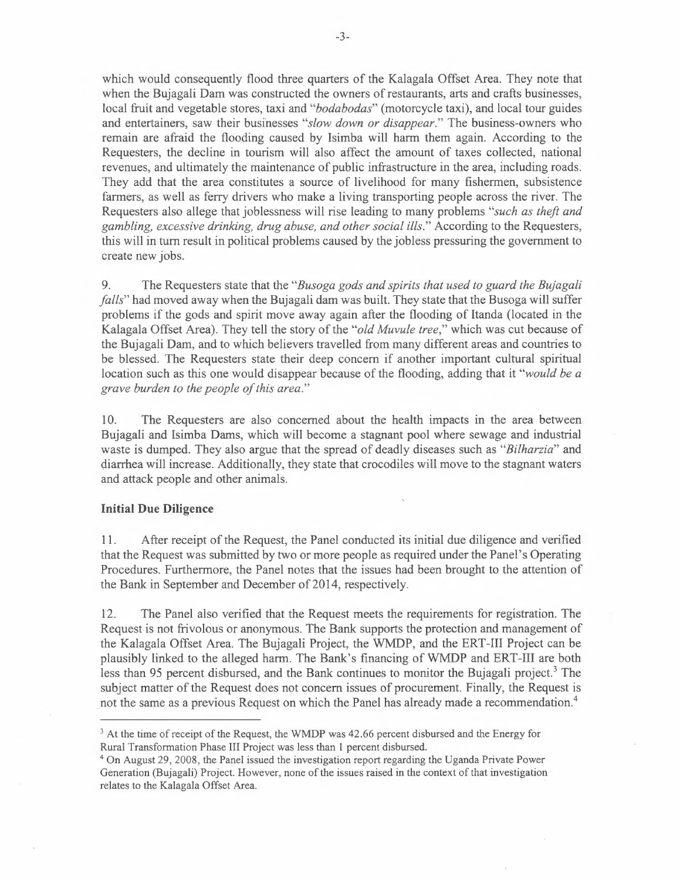which would consequently flood three quarters of the Kalagala Offset Area. They note that when the Bujagali Dam was constructed the owners of restaurants, arts and crafts businesses, local fruit and vegetable stores, taxi and "*bodabodas*" (motorcycle taxi), and local tour guides and entertainers, saw their businesses "*slow down or disappear*." The business-owners who remain are afraid the flooding caused by Isimba will harm them again. According to the Requesters, the decline in tourism will also affect the amount of taxes collected, national revenues, and ultimately the maintenance of public infrastructure in the area, including roads. They add that the area constitutes a source of livelihood for many fishermen, subsistence farmers, as well as ferry drivers who make a living transporting people across the river. The Requesters also allege that joblessness will rise leading to many problems "*such as theft and gambling, excessive drinking, drug abuse, and other social ills*." According to the Requesters, this will in turn result in political problems caused by the jobless pressuring the government to create new jobs.

9. The Requesters state that the "*Busoga gods and spirits that used to guard the Bujagali falls*" had moved away when the Bujagali dam was built. They state that the Busoga will suffer problems if the gods and spirit move away again after the flooding of Itanda (located in the Kalagala Offset Area). They tell the story of the "*old Muvule tree*," which was cut because of the Bujagali Dam, and to which believers travelled from many different areas and countries to be blessed. The Requesters state their deep concern if another important cultural spiritual location such as this one would disappear because of the flooding, adding that it "*would be a grave burden to the people of this area*."

10. The Requesters are also concerned about the health impacts in the area between Bujagali and Isimba Dams, which will become a stagnant pool where sewage and industrial waste is dumped. They also argue that the spread of deadly diseases such as "*Bilharzia*" and diarrhea will increase. Additionally, they state that crocodiles will move to the stagnant waters and attack people and other animals.

**Initial Due Diligence**

11. After receipt of the Request, the Panel conducted its initial due diligence and verified that the Request was submitted by two or more people as required under the Panel's Operating Procedures. Furthermore, the Panel notes that the issues had been brought to the attention of the Bank in September and December of 2014, respectively.

12. The Panel also verified that the Request meets the requirements for registration. The Request is not frivolous or anonymous. The Bank supports the protection and management of the Kalagala Offset Area. The Bujagali Project, the WMDP, and the ERT-III Project can be plausibly linked to the alleged harm. The Bank's financing of WMDP and ERT-III are both less than 95 percent disbursed, and the Bank continues to monitor the Bujagali project.[3] The subject matter of the Request does not concern issues of procurement. Finally, the Request is not the same as a previous Request on which the Panel has already made a recommendation.[4]

---

[3] At the time of receipt of the Request, the WMDP was 42.66 percent disbursed and the Energy for Rural Transformation Phase III Project was less than 1 percent disbursed.

[4] On August 29, 2008, the Panel issued the investigation report regarding the Uganda Private Power Generation (Bujagali) Project. However, none of the issues raised in the context of that investigation relates to the Kalagala Offset Area.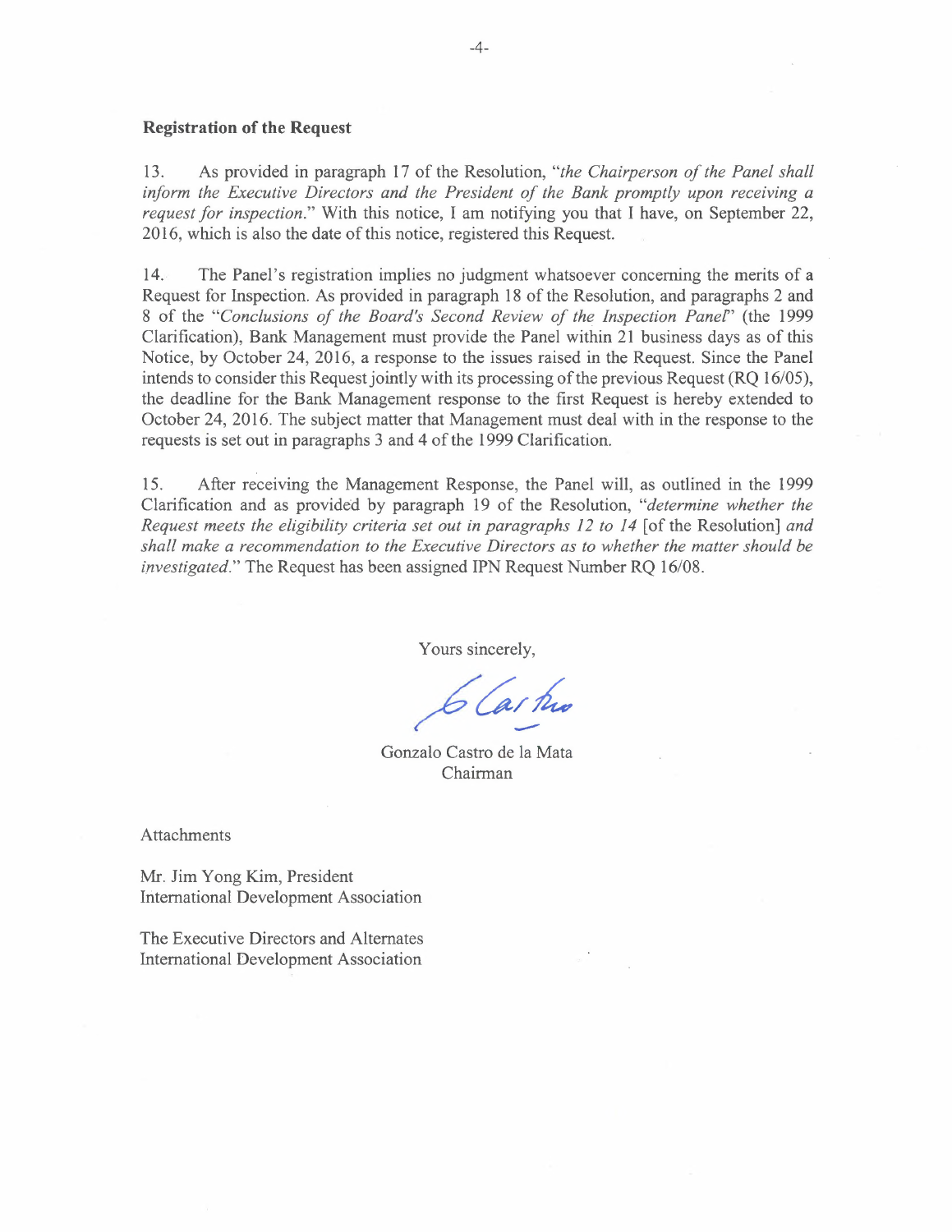**Registration of the Request**

13. As provided in paragraph 17 of the Resolution, "*the Chairperson of the Panel shall inform the Executive Directors and the President of the Bank promptly upon receiving a request for inspection.*" With this notice, I am notifying you that I have, on September 22, 2016, which is also the date of this notice, registered this Request.

14. The Panel's registration implies no judgment whatsoever concerning the merits of a Request for Inspection. As provided in paragraph 18 of the Resolution, and paragraphs 2 and 8 of the "*Conclusions of the Board's Second Review of the Inspection Panel*" (the 1999 Clarification), Bank Management must provide the Panel within 21 business days as of this Notice, by October 24, 2016, a response to the issues raised in the Request. Since the Panel intends to consider this Request jointly with its processing of the previous Request (RQ 16/05), the deadline for the Bank Management response to the first Request is hereby extended to October 24, 2016. The subject matter that Management must deal with in the response to the requests is set out in paragraphs 3 and 4 of the 1999 Clarification.

15. After receiving the Management Response, the Panel will, as outlined in the 1999 Clarification and as provided by paragraph 19 of the Resolution, "*determine whether the Request meets the eligibility criteria set out in paragraphs 12 to 14* [of the Resolution] *and shall make a recommendation to the Executive Directors as to whether the matter should be investigated.*" The Request has been assigned IPN Request Number RQ 16/08.

Yours sincerely,

Gonzalo Castro de la Mata
Chairman

Attachments

Mr. Jim Yong Kim, President
International Development Association

The Executive Directors and Alternates
International Development Association